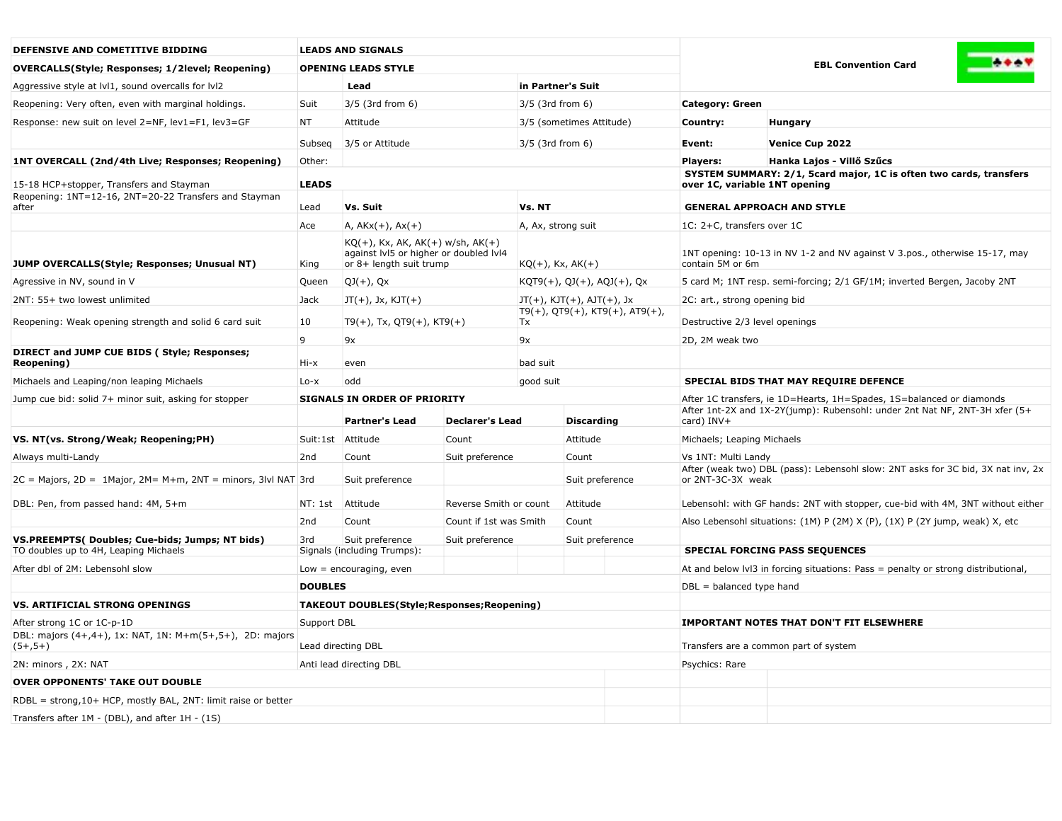## DEFENSIVE AND COMETITIVE BIDDING

**OVERCALLS(Style; Responses; 1/2level; Reopening)**

Aggressive style at lvl1, sound overcalls for lvl2

Reopening: Very often, even with marginal holdings.

Response: new suit on level 2=NF, lev1=F1, lev3=GF

**1NT OVERCALL (2nd/4th Live; Responses; Reopening)**

15-18 HCP+stopper, Transfers and Stayman

Reopening: 1NT=12-16, 2NT=20-22 Transfers and Stayman after

**JUMP OVERCALLS(Style; Responses; Unusual NT)**

Agressive in NV, sound in V

2NT: 55+ two lowest unlimited

Reopening: Weak opening strength and solid 6 card suit

**DIRECT and JUMP CUE BIDS ( Style; Responses; Reopening)**

Michaels and Leaping/non leaping Michaels

Jump cue bid: solid 7+ minor suit, asking for stopper

**VS. NT(vs. Strong/Weak; Reopening;PH)**

Always multi-Landy

2C = Majors, 2D = 1Major, 2M= M+m, 2NT = minors, 3lvl NAT

DBL: Pen, from passed hand: 4M, 5+m

**VS.PREEMPTS( Doubles; Cue-bids; Jumps; NT bids)**

TO doubles up to 4H, Leaping Michaels

After dbl of 2M: Lebensohl slow

**VS. ARTIFICIAL STRONG OPENINGS**

After strong 1C or 1C-p-1D

DBL: majors (4+,4+), 1x: NAT, 1N: M+m(5+,5+), 2D: majors (5+,5+)

2N: minors , 2X: NAT

**OVER OPPONENTS' TAKE OUT DOUBLE**

RDBL = strong,10+ HCP, mostly BAL, 2NT: limit raise or better

Transfers after 1M - (DBL), and after 1H - (1S)

## LEADS AND SIGNALS

**OPENING LEADS STYLE**

| | Lead | in Partner's Suit |
|---|---|---|
| Suit | 3/5 (3rd from 6) | 3/5 (3rd from 6) |
| NT | Attitude | 3/5 (sometimes Attitude) |
| Subseq | 3/5 or Attitude | 3/5 (3rd from 6) |
| Other: | | |

**LEADS**

| Lead | Vs. Suit | Vs. NT |
|---|---|---|
| Ace | A, AKx(+), Ax(+) | A, Ax, strong suit |
| King | KQ(+), Kx, AK, AK(+) w/sh, AK(+) against lvl5 or higher or doubled lvl4 or 8+ length suit trump | KQ(+), Kx, AK(+) |
| Queen | QJ(+), Qx | KQT9(+), QJ(+), AQJ(+), Qx |
| Jack | JT(+), Jx, KJT(+) | JT(+), KJT(+), AJT(+), Jx |
| 10 | T9(+), Tx, QT9(+), KT9(+) | T9(+), QT9(+), KT9(+), AT9(+), Tx |
| 9 | 9x | 9x |
| Hi-x | even | bad suit |
| Lo-x | odd | good suit |

**SIGNALS IN ORDER OF PRIORITY**

| | | Partner's Lead | Declarer's Lead | Discarding |
|---|---|---|---|---|
| Suit: | 1st | Attitude | Count | Attitude |
| | 2nd | Count | Suit preference | Count |
| | 3rd | Suit preference | | Suit preference |
| NT: | 1st | Attitude | Reverse Smith or count | Attitude |
| | 2nd | Count | Count if 1st was Smith | Count |
| | 3rd | Suit preference | Suit preference | Suit preference |

Signals (including Trumps):

Low = encouraging, even

**DOUBLES**

**TAKEOUT DOUBLES(Style;Responses;Reopening)**

Support DBL

Lead directing DBL

Anti lead directing DBL

## EBL Convention Card

| | |
|---|---|
| **Category: Green** | |
| **Country:** | **Hungary** |
| **Event:** | **Venice Cup 2022** |
| **Players:** | **Hanka Lajos - Villő Szűcs** |

**SYSTEM SUMMARY: 2/1, 5card major, 1C is often two cards, transfers over 1C, variable 1NT opening**

**GENERAL APPROACH AND STYLE**

1C: 2+C, transfers over 1C

1NT opening: 10-13 in NV 1-2 and NV against V 3.pos., otherwise 15-17, may contain 5M or 6m

5 card M; 1NT resp. semi-forcing; 2/1 GF/1M; inverted Bergen, Jacoby 2NT

2C: art., strong opening bid

Destructive 2/3 level openings

2D, 2M weak two

**SPECIAL BIDS THAT MAY REQUIRE DEFENCE**

After 1C transfers, ie 1D=Hearts, 1H=Spades, 1S=balanced or diamonds

After 1nt-2X and 1X-2Y(jump): Rubensohl: under 2nt Nat NF, 2NT-3H xfer (5+ card) INV+

Michaels; Leaping Michaels

Vs 1NT: Multi Landy

After (weak two) DBL (pass): Lebensohl slow: 2NT asks for 3C bid, 3X nat inv, 2x or 2NT-3C-3X weak

Lebensohl: with GF hands: 2NT with stopper, cue-bid with 4M, 3NT without either

Also Lebensohl situations: (1M) P (2M) X (P), (1X) P (2Y jump, weak) X, etc

**SPECIAL FORCING PASS SEQUENCES**

At and below lvl3 in forcing situations: Pass = penalty or strong distributional,

DBL = balanced type hand

**IMPORTANT NOTES THAT DON'T FIT ELSEWHERE**

Transfers are a common part of system

Psychics: Rare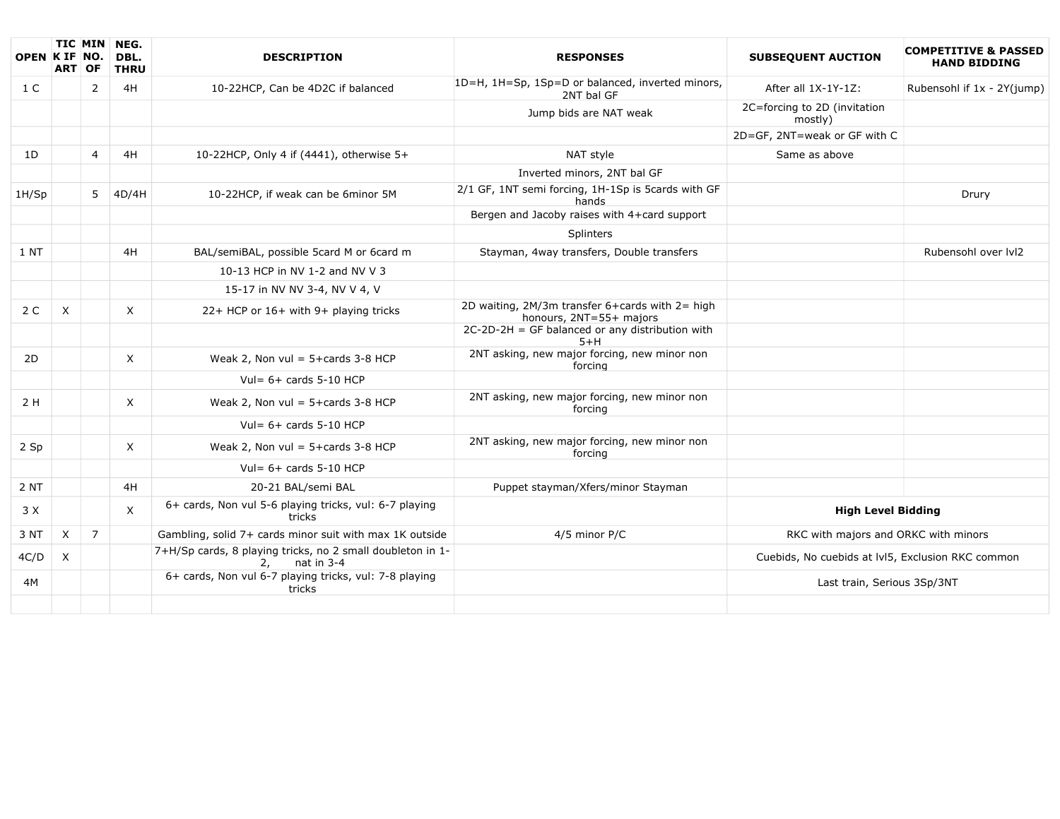| OPEN | TICK IF ART | MIN NO. OF | NEG. DBL. THRU | DESCRIPTION | RESPONSES | SUBSEQUENT AUCTION | COMPETITIVE & PASSED HAND BIDDING |
|---|---|---|---|---|---|---|---|
| 1 C | | 2 | 4H | 10-22HCP, Can be 4D2C if balanced | 1D=H, 1H=Sp, 1Sp=D or balanced, inverted minors, 2NT bal GF | After all 1X-1Y-1Z: | Rubensohl if 1x - 2Y(jump) |
| | | | | | Jump bids are NAT weak | 2C=forcing to 2D (invitation mostly) | |
| | | | | | | 2D=GF, 2NT=weak or GF with C | |
| 1D | | 4 | 4H | 10-22HCP, Only 4 if (4441), otherwise 5+ | NAT style | Same as above | |
| | | | | | Inverted minors, 2NT bal GF | | |
| 1H/Sp | | 5 | 4D/4H | 10-22HCP, if weak can be 6minor 5M | 2/1 GF, 1NT semi forcing, 1H-1Sp is 5cards with GF hands | | Drury |
| | | | | | Bergen and Jacoby raises with 4+card support | | |
| | | | | | Splinters | | |
| 1 NT | | | 4H | BAL/semiBAL, possible 5card M or 6card m | Stayman, 4way transfers, Double transfers | | Rubensohl over lvl2 |
| | | | | 10-13 HCP in NV 1-2 and NV V 3 | | | |
| | | | | 15-17 in NV NV 3-4, NV V 4, V | | | |
| 2 C | X | | X | 22+ HCP or 16+ with 9+ playing tricks | 2D waiting, 2M/3m transfer 6+cards with 2= high honours, 2NT=55+ majors | | |
| | | | | | 2C-2D-2H = GF balanced or any distribution with 5+H | | |
| 2D | | | X | Weak 2, Non vul = 5+cards 3-8 HCP | 2NT asking, new major forcing, new minor non forcing | | |
| | | | | Vul= 6+ cards 5-10 HCP | | | |
| 2 H | | | X | Weak 2, Non vul = 5+cards 3-8 HCP | 2NT asking, new major forcing, new minor non forcing | | |
| | | | | Vul= 6+ cards 5-10 HCP | | | |
| 2 Sp | | | X | Weak 2, Non vul = 5+cards 3-8 HCP | 2NT asking, new major forcing, new minor non forcing | | |
| | | | | Vul= 6+ cards 5-10 HCP | | | |
| 2 NT | | | 4H | 20-21 BAL/semi BAL | Puppet stayman/Xfers/minor Stayman | | |
| 3 X | | | X | 6+ cards, Non vul 5-6 playing tricks, vul: 6-7 playing tricks | | **High Level Bidding** | |
| 3 NT | X | 7 | | Gambling, solid 7+ cards minor suit with max 1K outside | 4/5 minor P/C | RKC with majors and ORKC with minors | |
| 4C/D | X | | | 7+H/Sp cards, 8 playing tricks, no 2 small doubleton in 1-2, nat in 3-4 | | Cuebids, No cuebids at lvl5, Exclusion RKC common | |
| 4M | | | | 6+ cards, Non vul 6-7 playing tricks, vul: 7-8 playing tricks | | Last train, Serious 3Sp/3NT | |